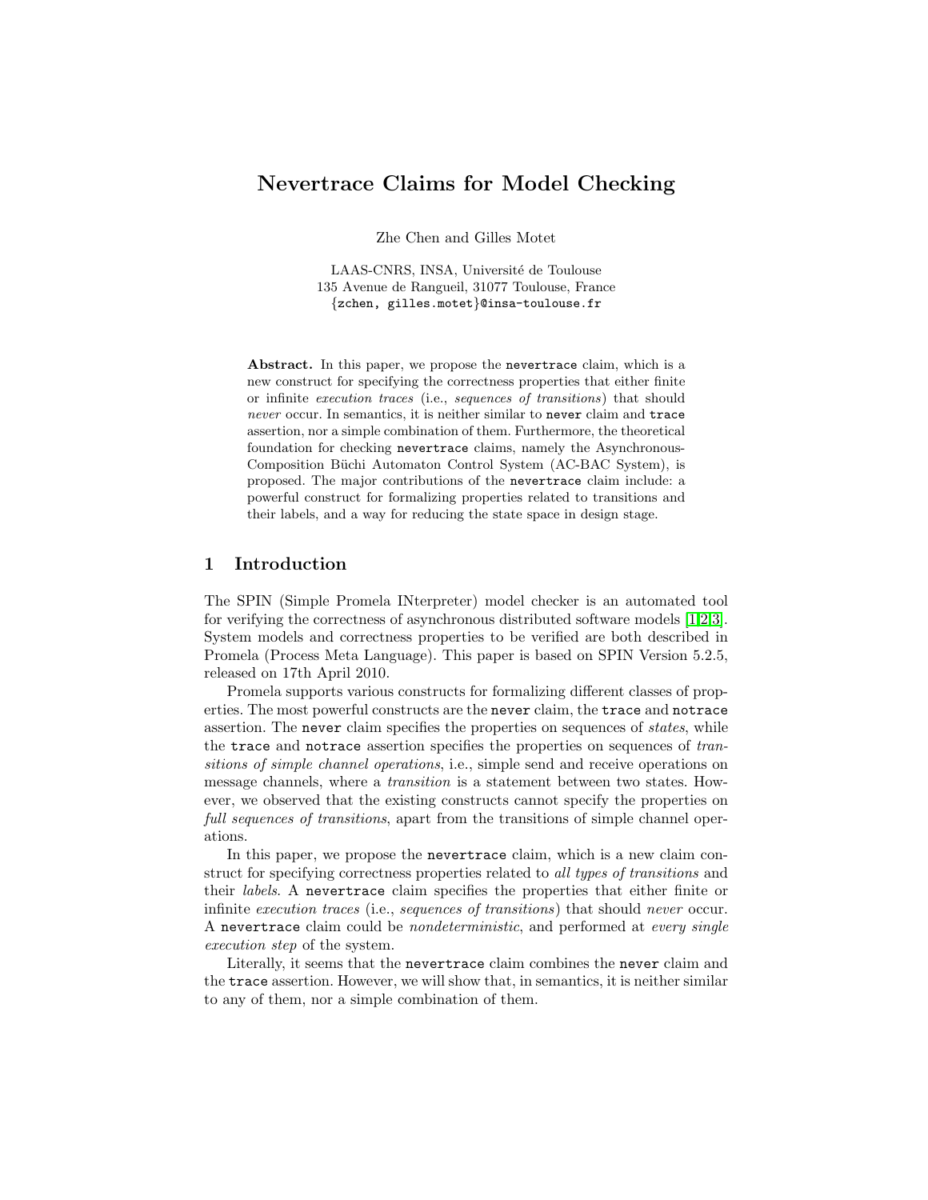# Nevertrace Claims for Model Checking

Zhe Chen and Gilles Motet

LAAS-CNRS, INSA, Université de Toulouse
135 Avenue de Rangueil, 31077 Toulouse, France
{zchen, gilles.motet}@insa-toulouse.fr

**Abstract.** In this paper, we propose the `nevertrace` claim, which is a new construct for specifying the correctness properties that either finite or infinite *execution traces* (i.e., *sequences of transitions*) that should *never* occur. In semantics, it is neither similar to `never` claim and `trace` assertion, nor a simple combination of them. Furthermore, the theoretical foundation for checking `nevertrace` claims, namely the Asynchronous-Composition Büchi Automaton Control System (AC-BAC System), is proposed. The major contributions of the `nevertrace` claim include: a powerful construct for formalizing properties related to transitions and their labels, and a way for reducing the state space in design stage.

## 1 Introduction

The SPIN (Simple Promela INterpreter) model checker is an automated tool for verifying the correctness of asynchronous distributed software models [1,2,3]. System models and correctness properties to be verified are both described in Promela (Process Meta Language). This paper is based on SPIN Version 5.2.5, released on 17th April 2010.

Promela supports various constructs for formalizing different classes of properties. The most powerful constructs are the `never` claim, the `trace` and `notrace` assertion. The `never` claim specifies the properties on sequences of *states*, while the `trace` and `notrace` assertion specifies the properties on sequences of *transitions of simple channel operations*, i.e., simple send and receive operations on message channels, where a *transition* is a statement between two states. However, we observed that the existing constructs cannot specify the properties on *full sequences of transitions*, apart from the transitions of simple channel operations.

In this paper, we propose the `nevertrace` claim, which is a new claim construct for specifying correctness properties related to *all types of transitions* and their *labels*. A `nevertrace` claim specifies the properties that either finite or infinite *execution traces* (i.e., *sequences of transitions*) that should *never* occur. A `nevertrace` claim could be *nondeterministic*, and performed at *every single execution step* of the system.

Literally, it seems that the `nevertrace` claim combines the `never` claim and the `trace` assertion. However, we will show that, in semantics, it is neither similar to any of them, nor a simple combination of them.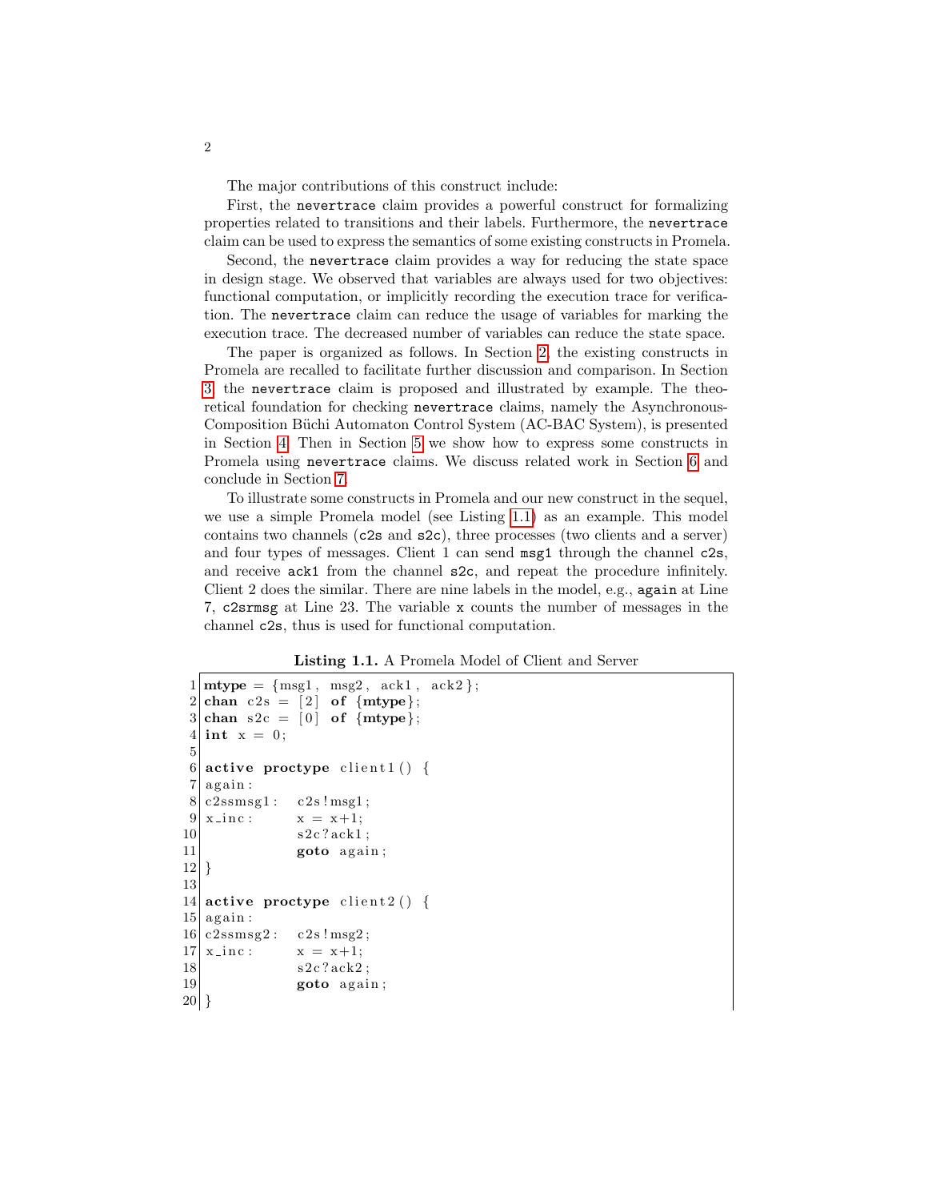The major contributions of this construct include:

First, the `nevertrace` claim provides a powerful construct for formalizing properties related to transitions and their labels. Furthermore, the `nevertrace` claim can be used to express the semantics of some existing constructs in Promela.

Second, the `nevertrace` claim provides a way for reducing the state space in design stage. We observed that variables are always used for two objectives: functional computation, or implicitly recording the execution trace for verification. The `nevertrace` claim can reduce the usage of variables for marking the execution trace. The decreased number of variables can reduce the state space.

The paper is organized as follows. In Section 2, the existing constructs in Promela are recalled to facilitate further discussion and comparison. In Section 3, the `nevertrace` claim is proposed and illustrated by example. The theoretical foundation for checking `nevertrace` claims, namely the Asynchronous-Composition Büchi Automaton Control System (AC-BAC System), is presented in Section 4. Then in Section 5 we show how to express some constructs in Promela using `nevertrace` claims. We discuss related work in Section 6 and conclude in Section 7.

To illustrate some constructs in Promela and our new construct in the sequel, we use a simple Promela model (see Listing 1.1) as an example. This model contains two channels (`c2s` and `s2c`), three processes (two clients and a server) and four types of messages. Client 1 can send `msg1` through the channel `c2s`, and receive `ack1` from the channel `s2c`, and repeat the procedure infinitely. Client 2 does the similar. There are nine labels in the model, e.g., `again` at Line 7, `c2srmsg` at Line 23. The variable `x` counts the number of messages in the channel `c2s`, thus is used for functional computation.

**Listing 1.1.** A Promela Model of Client and Server

```
1  mtype = {msg1, msg2, ack1, ack2};
2  chan c2s = [2] of {mtype};
3  chan s2c = [0] of {mtype};
4  int x = 0;
5
6  active proctype client1() {
7  again:
8  c2ssmsg1:   c2s!msg1;
9  x_inc:      x = x+1;
10             s2c?ack1;
11             goto again;
12 }
13
14 active proctype client2() {
15 again:
16 c2ssmsg2:   c2s!msg2;
17 x_inc:      x = x+1;
18             s2c?ack2;
19             goto again;
20 }
```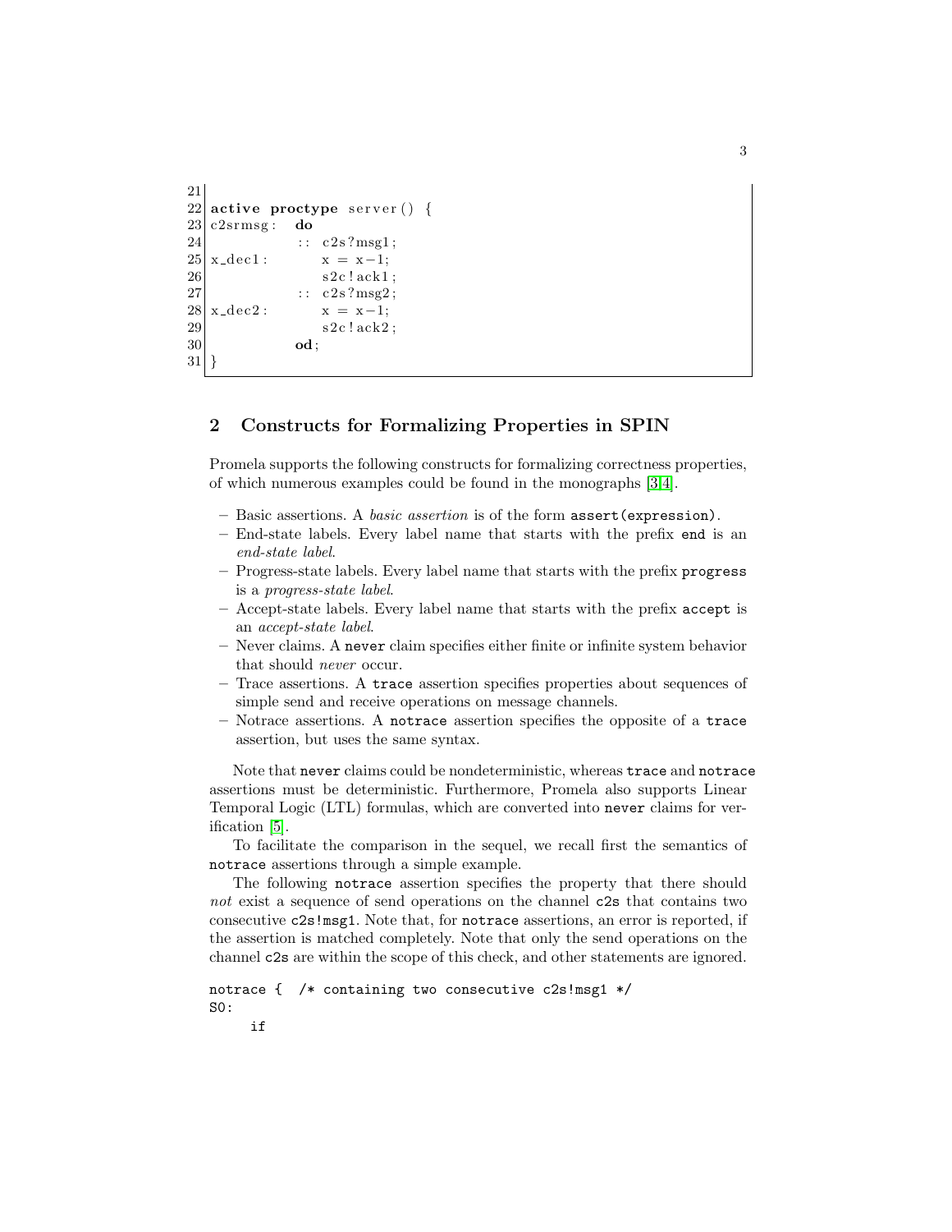```
21
22 active proctype server() {
23 c2srmsg:  do
24            :: c2s?msg1;
25 x_dec1:       x = x-1;
26               s2c!ack1;
27            :: c2s?msg2;
28 x_dec2:       x = x-1;
29               s2c!ack2;
30            od;
31 }
```

## 2 Constructs for Formalizing Properties in SPIN

Promela supports the following constructs for formalizing correctness properties, of which numerous examples could be found in the monographs [3,4].

- Basic assertions. A *basic assertion* is of the form `assert(expression)`.
- End-state labels. Every label name that starts with the prefix `end` is an *end-state label*.
- Progress-state labels. Every label name that starts with the prefix `progress` is a *progress-state label*.
- Accept-state labels. Every label name that starts with the prefix `accept` is an *accept-state label*.
- Never claims. A `never` claim specifies either finite or infinite system behavior that should *never* occur.
- Trace assertions. A `trace` assertion specifies properties about sequences of simple send and receive operations on message channels.
- Notrace assertions. A `notrace` assertion specifies the opposite of a `trace` assertion, but uses the same syntax.

Note that `never` claims could be nondeterministic, whereas `trace` and `notrace` assertions must be deterministic. Furthermore, Promela also supports Linear Temporal Logic (LTL) formulas, which are converted into `never` claims for verification [5].

To facilitate the comparison in the sequel, we recall first the semantics of `notrace` assertions through a simple example.

The following `notrace` assertion specifies the property that there should *not* exist a sequence of send operations on the channel `c2s` that contains two consecutive `c2s!msg1`. Note that, for `notrace` assertions, an error is reported, if the assertion is matched completely. Note that only the send operations on the channel `c2s` are within the scope of this check, and other statements are ignored.

```
notrace {  /* containing two consecutive c2s!msg1 */
S0:
     if
```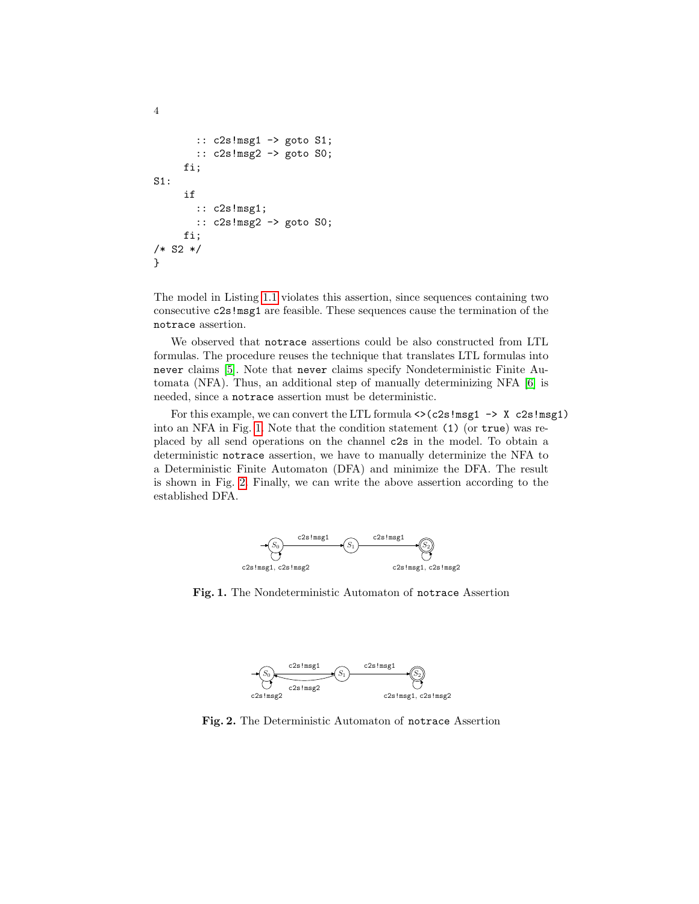```
      :: c2s!msg1 -> goto S1;
      :: c2s!msg2 -> goto S0;
    fi;
S1:
    if
      :: c2s!msg1;
      :: c2s!msg2 -> goto S0;
    fi;
/* S2 */
}
```

The model in Listing 1.1 violates this assertion, since sequences containing two consecutive `c2s!msg1` are feasible. These sequences cause the termination of the `notrace` assertion.

We observed that `notrace` assertions could be also constructed from LTL formulas. The procedure reuses the technique that translates LTL formulas into `never` claims [5]. Note that `never` claims specify Nondeterministic Finite Automata (NFA). Thus, an additional step of manually determinizing NFA [6] is needed, since a `notrace` assertion must be deterministic.

For this example, we can convert the LTL formula `<>(c2s!msg1 -> X c2s!msg1)` into an NFA in Fig. 1. Note that the condition statement `(1)` (or `true`) was replaced by all send operations on the channel `c2s` in the model. To obtain a deterministic `notrace` assertion, we have to manually determinize the NFA to a Deterministic Finite Automaton (DFA) and minimize the DFA. The result is shown in Fig. 2. Finally, we can write the above assertion according to the established DFA.

**Fig. 1.** The Nondeterministic Automaton of `notrace` Assertion

**Fig. 2.** The Deterministic Automaton of `notrace` Assertion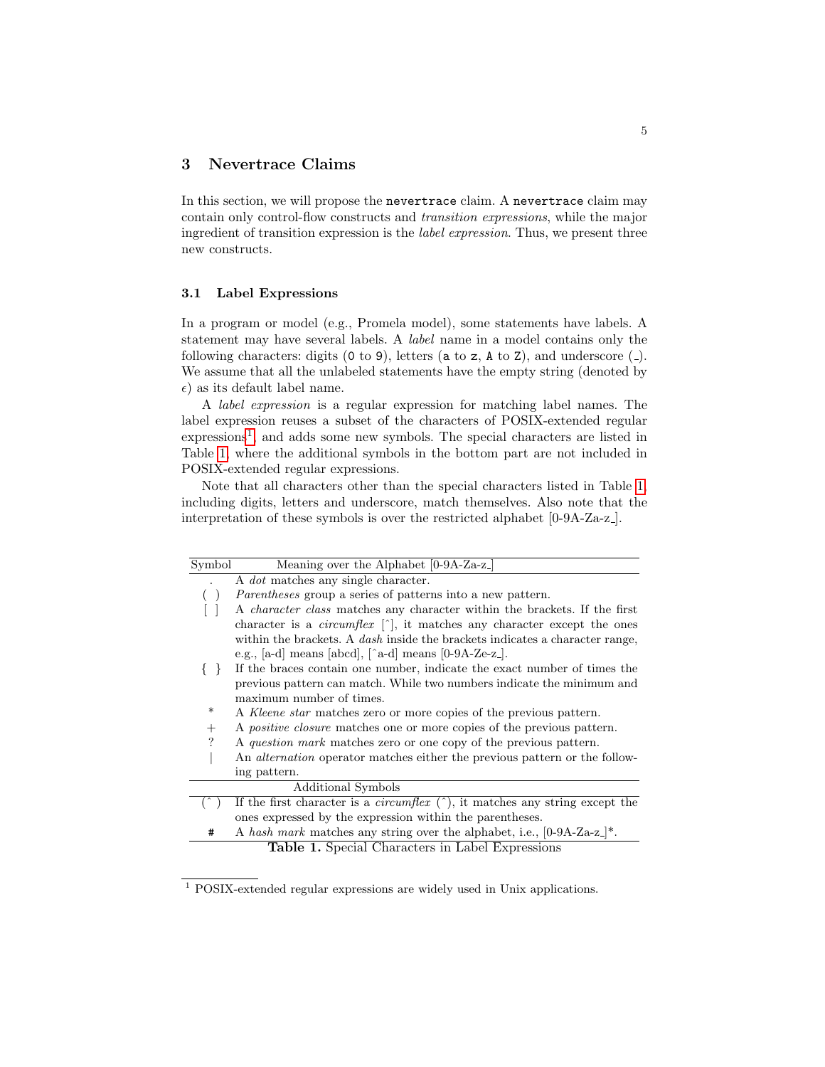## 3 Nevertrace Claims

In this section, we will propose the `nevertrace` claim. A `nevertrace` claim may contain only control-flow constructs and *transition expressions*, while the major ingredient of transition expression is the *label expression*. Thus, we present three new constructs.

### 3.1 Label Expressions

In a program or model (e.g., Promela model), some statements have labels. A statement may have several labels. A *label* name in a model contains only the following characters: digits (`0` to `9`), letters (`a` to `z`, `A` to `Z`), and underscore (`_`). We assume that all the unlabeled statements have the empty string (denoted by $\epsilon$) as its default label name.

A *label expression* is a regular expression for matching label names. The label expression reuses a subset of the characters of POSIX-extended regular expressions[1] and adds some new symbols. The special characters are listed in Table 1, where the additional symbols in the bottom part are not included in POSIX-extended regular expressions.

Note that all characters other than the special characters listed in Table 1, including digits, letters and underscore, match themselves. Also note that the interpretation of these symbols is over the restricted alphabet [0-9A-Za-z_].

| Symbol | Meaning over the Alphabet [0-9A-Za-z_] |
|---|---|
| . | A *dot* matches any single character. |
| ( ) | *Parentheses* group a series of patterns into a new pattern. |
| [ ] | A *character class* matches any character within the brackets. If the first character is a *circumflex* [^], it matches any character except the ones within the brackets. A *dash* inside the brackets indicates a character range, e.g., [a-d] means [abcd], [^a-d] means [0-9A-Ze-z_]. |
| { } | If the braces contain one number, indicate the exact number of times the previous pattern can match. While two numbers indicate the minimum and maximum number of times. |
| * | A *Kleene star* matches zero or more copies of the previous pattern. |
| + | A *positive closure* matches one or more copies of the previous pattern. |
| ? | A *question mark* matches zero or one copy of the previous pattern. |
| \| | An *alternation* operator matches either the previous pattern or the following pattern. |
| | **Additional Symbols** |
| (^ ) | If the first character is a *circumflex* (^), it matches any string except the ones expressed by the expression within the parentheses. |
| # | A *hash mark* matches any string over the alphabet, i.e., [0-9A-Za-z_]*. |

**Table 1.** Special Characters in Label Expressions

[1] POSIX-extended regular expressions are widely used in Unix applications.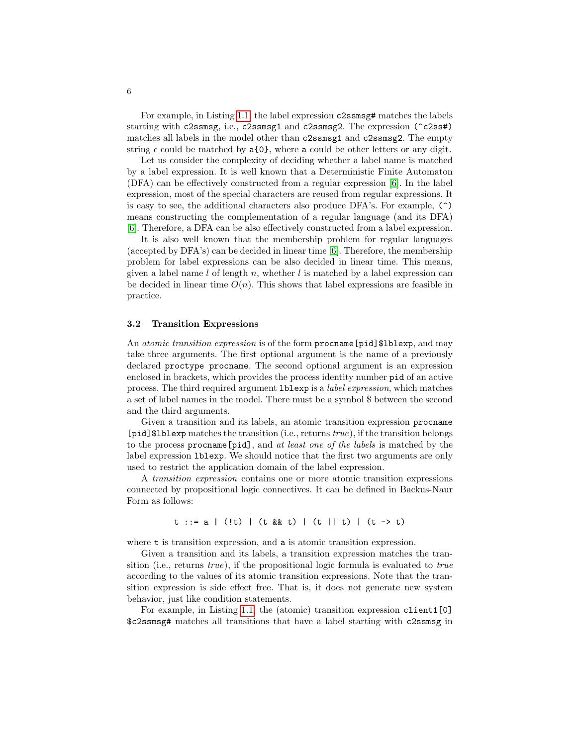For example, in Listing 1.1, the label expression `c2ssmsg#` matches the labels starting with `c2ssmsg`, i.e., `c2ssmsg1` and `c2ssmsg2`. The expression `(^c2ss#)` matches all labels in the model other than `c2ssmsg1` and `c2ssmsg2`. The empty string $\epsilon$ could be matched by `a{0}`, where `a` could be other letters or any digit.

Let us consider the complexity of deciding whether a label name is matched by a label expression. It is well known that a Deterministic Finite Automaton (DFA) can be effectively constructed from a regular expression [6]. In the label expression, most of the special characters are reused from regular expressions. It is easy to see, the additional characters also produce DFA's. For example, `(^)` means constructing the complementation of a regular language (and its DFA) [6]. Therefore, a DFA can be also effectively constructed from a label expression.

It is also well known that the membership problem for regular languages (accepted by DFA's) can be decided in linear time [6]. Therefore, the membership problem for label expressions can be also decided in linear time. This means, given a label name $l$ of length $n$, whether $l$ is matched by a label expression can be decided in linear time $O(n)$. This shows that label expressions are feasible in practice.

### 3.2 Transition Expressions

An *atomic transition expression* is of the form `procname[pid]$lblexp`, and may take three arguments. The first optional argument is the name of a previously declared `proctype procname`. The second optional argument is an expression enclosed in brackets, which provides the process identity number `pid` of an active process. The third required argument `lblexp` is a *label expression*, which matches a set of label names in the model. There must be a symbol $ between the second and the third arguments.

Given a transition and its labels, an atomic transition expression `procname [pid]$lblexp` matches the transition (i.e., returns *true*), if the transition belongs to the process `procname[pid]`, and *at least one of the labels* is matched by the label expression `lblexp`. We should notice that the first two arguments are only used to restrict the application domain of the label expression.

A *transition expression* contains one or more atomic transition expressions connected by propositional logic connectives. It can be defined in Backus-Naur Form as follows:

```
t ::= a | (!t) | (t && t) | (t || t) | (t -> t)
```

where `t` is transition expression, and `a` is atomic transition expression.

Given a transition and its labels, a transition expression matches the transition (i.e., returns *true*), if the propositional logic formula is evaluated to *true* according to the values of its atomic transition expressions. Note that the transition expression is side effect free. That is, it does not generate new system behavior, just like condition statements.

For example, in Listing 1.1, the (atomic) transition expression `client1[0] $c2ssmsg#` matches all transitions that have a label starting with `c2ssmsg` in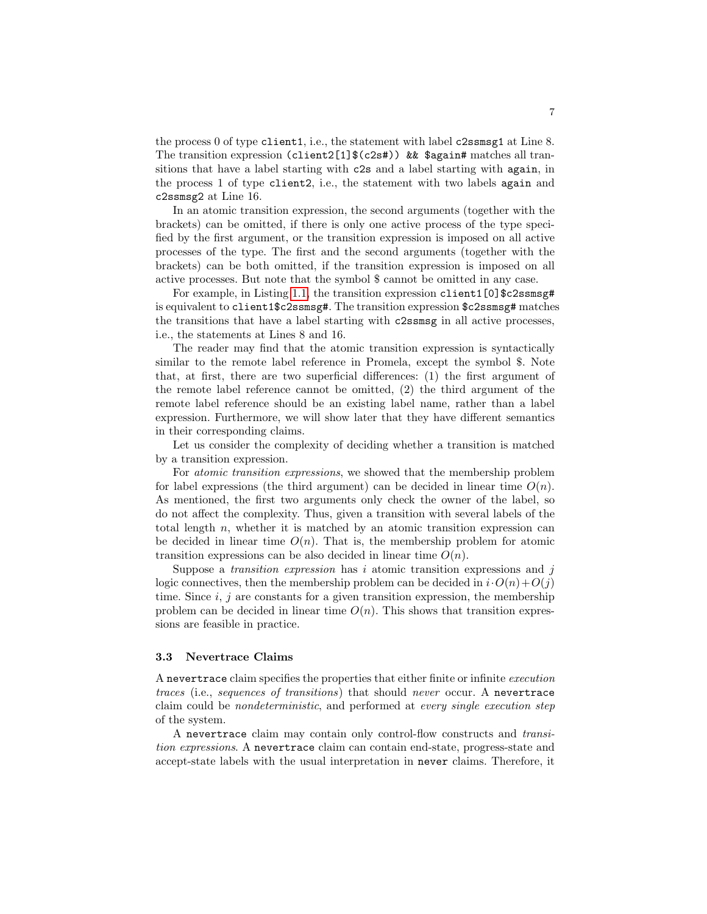the process 0 of type `client1`, i.e., the statement with label `c2ssmsg1` at Line 8. The transition expression `(client2[1]$(c2s#)) && $again#` matches all transitions that have a label starting with `c2s` and a label starting with `again`, in the process 1 of type `client2`, i.e., the statement with two labels `again` and `c2ssmsg2` at Line 16.

In an atomic transition expression, the second arguments (together with the brackets) can be omitted, if there is only one active process of the type specified by the first argument, or the transition expression is imposed on all active processes of the type. The first and the second arguments (together with the brackets) can be both omitted, if the transition expression is imposed on all active processes. But note that the symbol $ cannot be omitted in any case.

For example, in Listing 1.1, the transition expression `client1[0]$c2ssmsg#` is equivalent to `client1$c2ssmsg#`. The transition expression `$c2ssmsg#` matches the transitions that have a label starting with `c2ssmsg` in all active processes, i.e., the statements at Lines 8 and 16.

The reader may find that the atomic transition expression is syntactically similar to the remote label reference in Promela, except the symbol $. Note that, at first, there are two superficial differences: (1) the first argument of the remote label reference cannot be omitted, (2) the third argument of the remote label reference should be an existing label name, rather than a label expression. Furthermore, we will show later that they have different semantics in their corresponding claims.

Let us consider the complexity of deciding whether a transition is matched by a transition expression.

For *atomic transition expressions*, we showed that the membership problem for label expressions (the third argument) can be decided in linear time $O(n)$. As mentioned, the first two arguments only check the owner of the label, so do not affect the complexity. Thus, given a transition with several labels of the total length $n$, whether it is matched by an atomic transition expression can be decided in linear time $O(n)$. That is, the membership problem for atomic transition expressions can be also decided in linear time $O(n)$.

Suppose a *transition expression* has $i$ atomic transition expressions and $j$ logic connectives, then the membership problem can be decided in $i \cdot O(n) + O(j)$ time. Since $i$, $j$ are constants for a given transition expression, the membership problem can be decided in linear time $O(n)$. This shows that transition expressions are feasible in practice.

### 3.3 Nevertrace Claims

A `nevertrace` claim specifies the properties that either finite or infinite *execution traces* (i.e., *sequences of transitions*) that should *never* occur. A `nevertrace` claim could be *nondeterministic*, and performed at *every single execution step* of the system.

A `nevertrace` claim may contain only control-flow constructs and *transition expressions*. A `nevertrace` claim can contain end-state, progress-state and accept-state labels with the usual interpretation in `never` claims. Therefore, it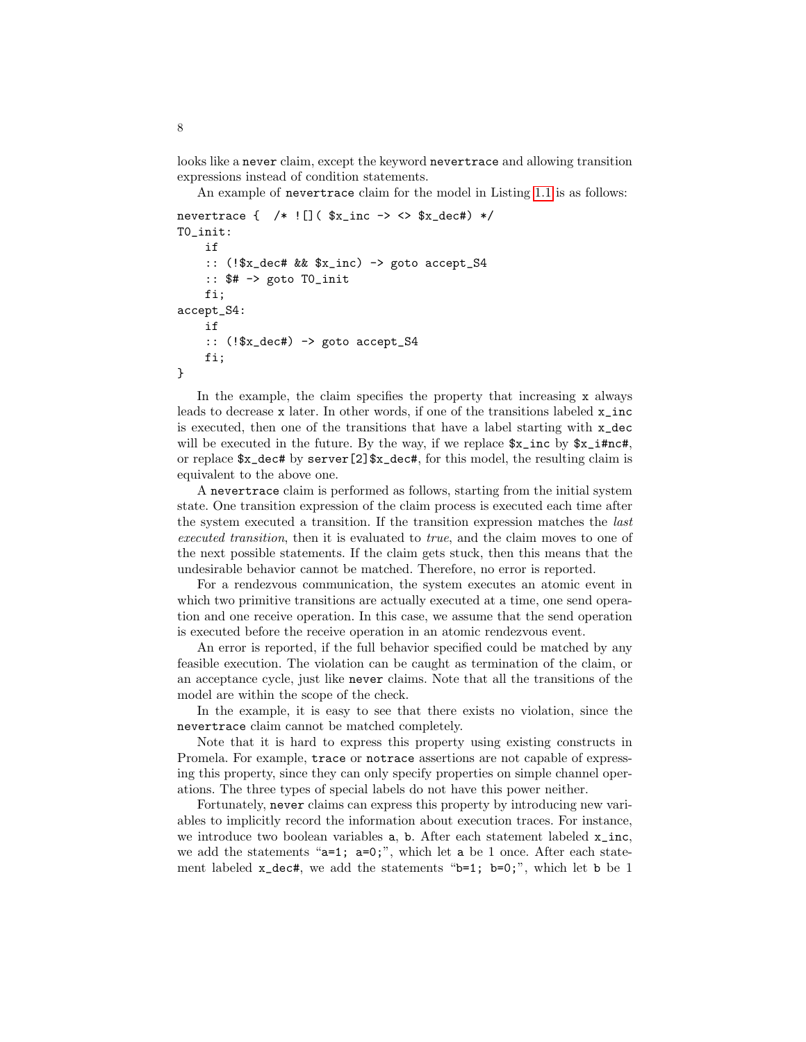looks like a `never` claim, except the keyword `nevertrace` and allowing transition expressions instead of condition statements.

An example of `nevertrace` claim for the model in Listing 1.1 is as follows:

```
nevertrace {  /* ![]( $x_inc -> <> $x_dec#) */
T0_init:
    if
    :: (!$x_dec# && $x_inc) -> goto accept_S4
    :: $# -> goto T0_init
    fi;
accept_S4:
    if
    :: (!$x_dec#) -> goto accept_S4
    fi;
}
```

In the example, the claim specifies the property that increasing `x` always leads to decrease `x` later. In other words, if one of the transitions labeled `x_inc` is executed, then one of the transitions that have a label starting with `x_dec` will be executed in the future. By the way, if we replace `$x_inc` by `$x_i#nc#`, or replace `$x_dec#` by `server[2]$x_dec#`, for this model, the resulting claim is equivalent to the above one.

A `nevertrace` claim is performed as follows, starting from the initial system state. One transition expression of the claim process is executed each time after the system executed a transition. If the transition expression matches the *last executed transition*, then it is evaluated to *true*, and the claim moves to one of the next possible statements. If the claim gets stuck, then this means that the undesirable behavior cannot be matched. Therefore, no error is reported.

For a rendezvous communication, the system executes an atomic event in which two primitive transitions are actually executed at a time, one send operation and one receive operation. In this case, we assume that the send operation is executed before the receive operation in an atomic rendezvous event.

An error is reported, if the full behavior specified could be matched by any feasible execution. The violation can be caught as termination of the claim, or an acceptance cycle, just like `never` claims. Note that all the transitions of the model are within the scope of the check.

In the example, it is easy to see that there exists no violation, since the `nevertrace` claim cannot be matched completely.

Note that it is hard to express this property using existing constructs in Promela. For example, `trace` or `notrace` assertions are not capable of expressing this property, since they can only specify properties on simple channel operations. The three types of special labels do not have this power neither.

Fortunately, `never` claims can express this property by introducing new variables to implicitly record the information about execution traces. For instance, we introduce two boolean variables `a`, `b`. After each statement labeled `x_inc`, we add the statements "`a=1; a=0;`", which let `a` be 1 once. After each statement labeled `x_dec#`, we add the statements "`b=1; b=0;`", which let `b` be 1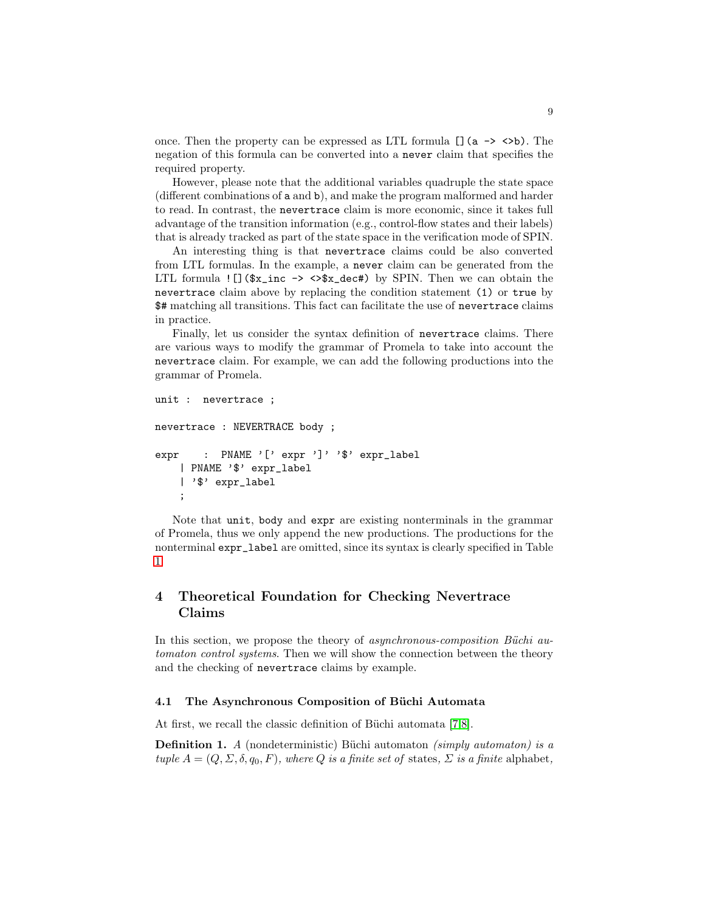once. Then the property can be expressed as LTL formula `[](a -> <>b)`. The negation of this formula can be converted into a `never` claim that specifies the required property.

However, please note that the additional variables quadruple the state space (different combinations of `a` and `b`), and make the program malformed and harder to read. In contrast, the `nevertrace` claim is more economic, since it takes full advantage of the transition information (e.g., control-flow states and their labels) that is already tracked as part of the state space in the verification mode of SPIN.

An interesting thing is that `nevertrace` claims could be also converted from LTL formulas. In the example, a `never` claim can be generated from the LTL formula `![]($x_inc -> <>$x_dec#)` by SPIN. Then we can obtain the `nevertrace` claim above by replacing the condition statement `(1)` or `true` by `$#` matching all transitions. This fact can facilitate the use of `nevertrace` claims in practice.

Finally, let us consider the syntax definition of `nevertrace` claims. There are various ways to modify the grammar of Promela to take into account the `nevertrace` claim. For example, we can add the following productions into the grammar of Promela.

```
unit :  nevertrace ;

nevertrace : NEVERTRACE body ;

expr    :  PNAME '[' expr ']' '$' expr_label
    | PNAME '$' expr_label
    | '$' expr_label
    ;
```

Note that `unit`, `body` and `expr` are existing nonterminals in the grammar of Promela, thus we only append the new productions. The productions for the nonterminal `expr_label` are omitted, since its syntax is clearly specified in Table 1.

## 4 Theoretical Foundation for Checking Nevertrace Claims

In this section, we propose the theory of *asynchronous-composition Büchi automaton control systems*. Then we will show the connection between the theory and the checking of `nevertrace` claims by example.

### 4.1 The Asynchronous Composition of Büchi Automata

At first, we recall the classic definition of Büchi automata [7,8].

**Definition 1.** *A* (nondeterministic) Büchi automaton *(simply automaton) is a tuple* $A = (Q, \Sigma, \delta, q_0, F)$*, where* $Q$ *is a finite set of* states*,* $\Sigma$ *is a finite* alphabet*,*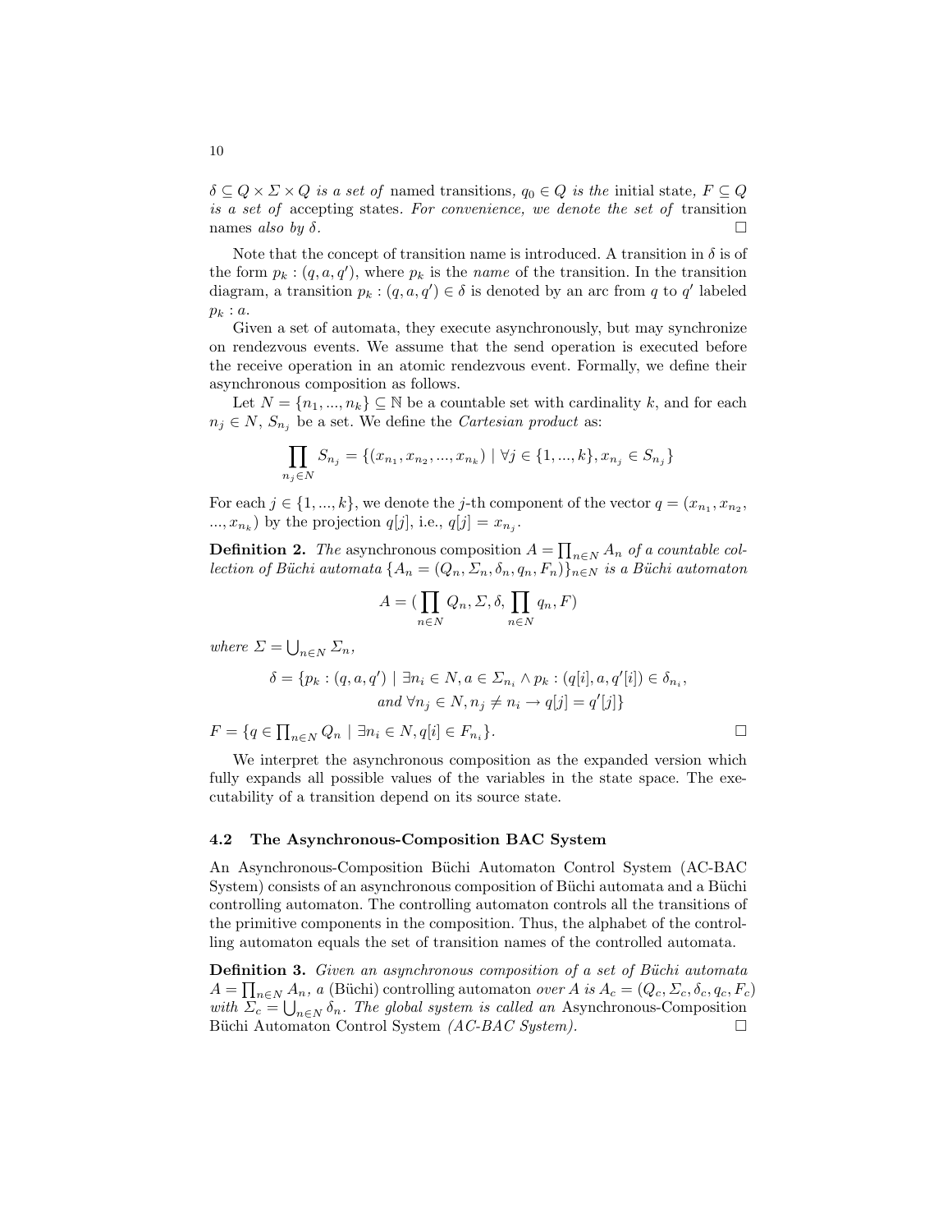$\delta \subseteq Q \times \Sigma \times Q$ *is a set of* named transitions, $q_0 \in Q$ *is the* initial state, $F \subseteq Q$ *is a set of* accepting states. *For convenience, we denote the set of* transition names *also by* $\delta$. □

Note that the concept of transition name is introduced. A transition in $\delta$ is of the form $p_k : (q, a, q')$, where $p_k$ is the *name* of the transition. In the transition diagram, a transition $p_k : (q, a, q') \in \delta$ is denoted by an arc from $q$ to $q'$ labeled $p_k : a$.

Given a set of automata, they execute asynchronously, but may synchronize on rendezvous events. We assume that the send operation is executed before the receive operation in an atomic rendezvous event. Formally, we define their asynchronous composition as follows.

Let $N = \{n_1, ..., n_k\} \subseteq \mathbb{N}$ be a countable set with cardinality $k$, and for each $n_j \in N$, $S_{n_j}$ be a set. We define the *Cartesian product* as:

$$\prod_{n_j \in N} S_{n_j} = \{(x_{n_1}, x_{n_2}, ..., x_{n_k}) \mid \forall j \in \{1, ..., k\}, x_{n_j} \in S_{n_j}\}$$

For each $j \in \{1, ..., k\}$, we denote the $j$-th component of the vector $q = (x_{n_1}, x_{n_2}, ..., x_{n_k})$ by the projection $q[j]$, i.e., $q[j] = x_{n_j}$.

**Definition 2.** *The* asynchronous composition $A = \prod_{n \in N} A_n$ *of a countable collection of Büchi automata* $\{A_n = (Q_n, \Sigma_n, \delta_n, q_n, F_n)\}_{n \in N}$ *is a Büchi automaton*

$$A = (\prod_{n \in N} Q_n, \Sigma, \delta, \prod_{n \in N} q_n, F)$$

*where* $\Sigma = \bigcup_{n \in N} \Sigma_n$,

$$\delta = \{p_k : (q, a, q') \mid \exists n_i \in N, a \in \Sigma_{n_i} \wedge p_k : (q[i], a, q'[i]) \in \delta_{n_i},$$
$$\textit{and } \forall n_j \in N, n_j \neq n_i \rightarrow q[j] = q'[j]\}$$

$F = \{q \in \prod_{n \in N} Q_n \mid \exists n_i \in N, q[i] \in F_{n_i}\}$. □

We interpret the asynchronous composition as the expanded version which fully expands all possible values of the variables in the state space. The executability of a transition depend on its source state.

### 4.2 The Asynchronous-Composition BAC System

An Asynchronous-Composition Büchi Automaton Control System (AC-BAC System) consists of an asynchronous composition of Büchi automata and a Büchi controlling automaton. The controlling automaton controls all the transitions of the primitive components in the composition. Thus, the alphabet of the controlling automaton equals the set of transition names of the controlled automata.

**Definition 3.** *Given an asynchronous composition of a set of Büchi automata* $A = \prod_{n \in N} A_n$, *a* (Büchi) controlling automaton *over* $A$ *is* $A_c = (Q_c, \Sigma_c, \delta_c, q_c, F_c)$ *with* $\Sigma_c = \bigcup_{n \in N} \delta_n$. *The global system is called an* Asynchronous-Composition Büchi Automaton Control System *(AC-BAC System).* □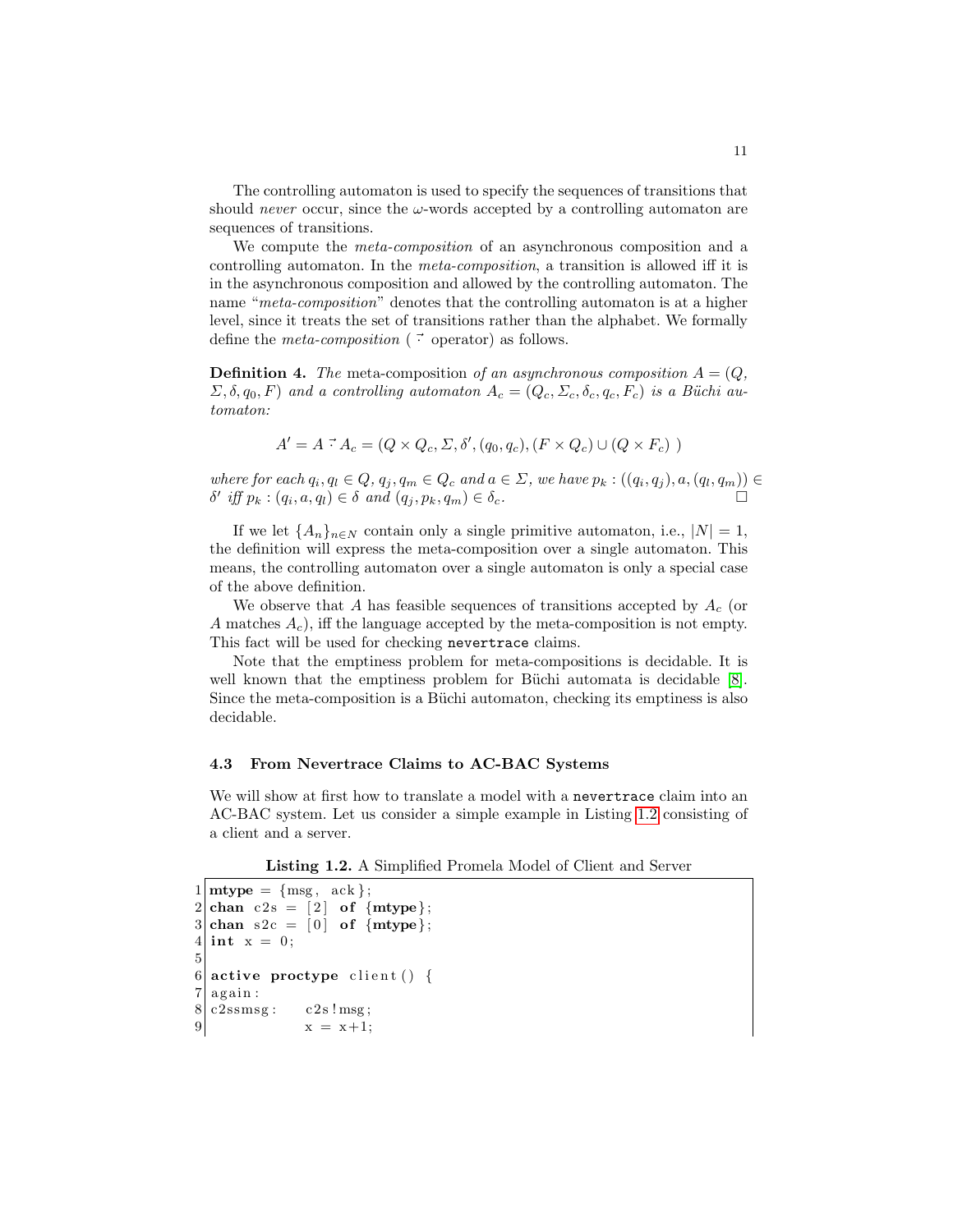The controlling automaton is used to specify the sequences of transitions that should *never* occur, since the $\omega$-words accepted by a controlling automaton are sequences of transitions.

We compute the *meta-composition* of an asynchronous composition and a controlling automaton. In the *meta-composition*, a transition is allowed iff it is in the asynchronous composition and allowed by the controlling automaton. The name "*meta-composition*" denotes that the controlling automaton is at a higher level, since it treats the set of transitions rather than the alphabet. We formally define the *meta-composition* ( $\vec{\cdot}$ operator) as follows.

**Definition 4.** *The* meta-composition *of an asynchronous composition $A = (Q, \Sigma, \delta, q_0, F)$ and a controlling automaton $A_c = (Q_c, \Sigma_c, \delta_c, q_c, F_c)$ is a Büchi automaton:*

$$A' = A \vec{\cdot} A_c = (Q \times Q_c, \Sigma, \delta', (q_0, q_c), (F \times Q_c) \cup (Q \times F_c)\ )$$

*where for each $q_i, q_l \in Q$, $q_j, q_m \in Q_c$ and $a \in \Sigma$, we have $p_k : ((q_i, q_j), a, (q_l, q_m)) \in \delta'$ iff $p_k : (q_i, a, q_l) \in \delta$ and $(q_j, p_k, q_m) \in \delta_c$.* □

If we let $\{A_n\}_{n \in N}$ contain only a single primitive automaton, i.e., $|N| = 1$, the definition will express the meta-composition over a single automaton. This means, the controlling automaton over a single automaton is only a special case of the above definition.

We observe that $A$ has feasible sequences of transitions accepted by $A_c$ (or $A$ matches $A_c$), iff the language accepted by the meta-composition is not empty. This fact will be used for checking `nevertrace` claims.

Note that the emptiness problem for meta-compositions is decidable. It is well known that the emptiness problem for Büchi automata is decidable [8]. Since the meta-composition is a Büchi automaton, checking its emptiness is also decidable.

### 4.3 From Nevertrace Claims to AC-BAC Systems

We will show at first how to translate a model with a `nevertrace` claim into an AC-BAC system. Let us consider a simple example in Listing 1.2 consisting of a client and a server.

**Listing 1.2.** A Simplified Promela Model of Client and Server

```
1 mtype = {msg, ack};
2 chan c2s = [2] of {mtype};
3 chan s2c = [0] of {mtype};
4 int x = 0;
5
6 active proctype client() {
7 again:
8 c2ssmsg:     c2s!msg;
9              x = x+1;
```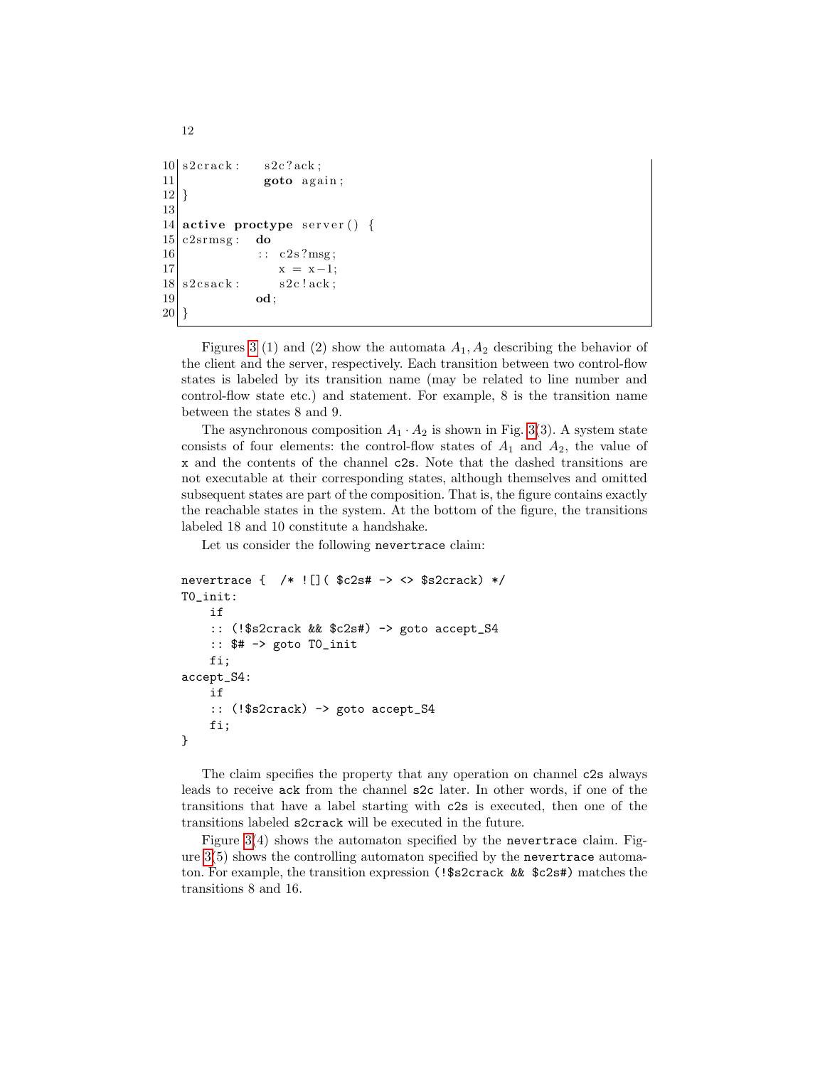```
10 s2crack:    s2c?ack;
11             goto again;
12 }
13
14 active proctype server() {
15 c2srmsg:   do
16            :: c2s?msg;
17               x = x-1;
18 s2csack:      s2c!ack;
19            od;
20 }
```

Figures 3 (1) and (2) show the automata $A_1, A_2$ describing the behavior of the client and the server, respectively. Each transition between two control-flow states is labeled by its transition name (may be related to line number and control-flow state etc.) and statement. For example, 8 is the transition name between the states 8 and 9.

The asynchronous composition $A_1 \cdot A_2$ is shown in Fig. 3(3). A system state consists of four elements: the control-flow states of $A_1$ and $A_2$, the value of x and the contents of the channel c2s. Note that the dashed transitions are not executable at their corresponding states, although themselves and omitted subsequent states are part of the composition. That is, the figure contains exactly the reachable states in the system. At the bottom of the figure, the transitions labeled 18 and 10 constitute a handshake.

Let us consider the following `nevertrace` claim:

```
nevertrace {  /* ![]( $c2s# -> <> $s2crack) */
T0_init:
    if
    :: (!$s2crack && $c2s#) -> goto accept_S4
    :: $# -> goto T0_init
    fi;
accept_S4:
    if
    :: (!$s2crack) -> goto accept_S4
    fi;
}
```

The claim specifies the property that any operation on channel `c2s` always leads to receive `ack` from the channel `s2c` later. In other words, if one of the transitions that have a label starting with `c2s` is executed, then one of the transitions labeled `s2crack` will be executed in the future.

Figure 3(4) shows the automaton specified by the `nevertrace` claim. Figure 3(5) shows the controlling automaton specified by the `nevertrace` automaton. For example, the transition expression `(!$s2crack && $c2s#)` matches the transitions 8 and 16.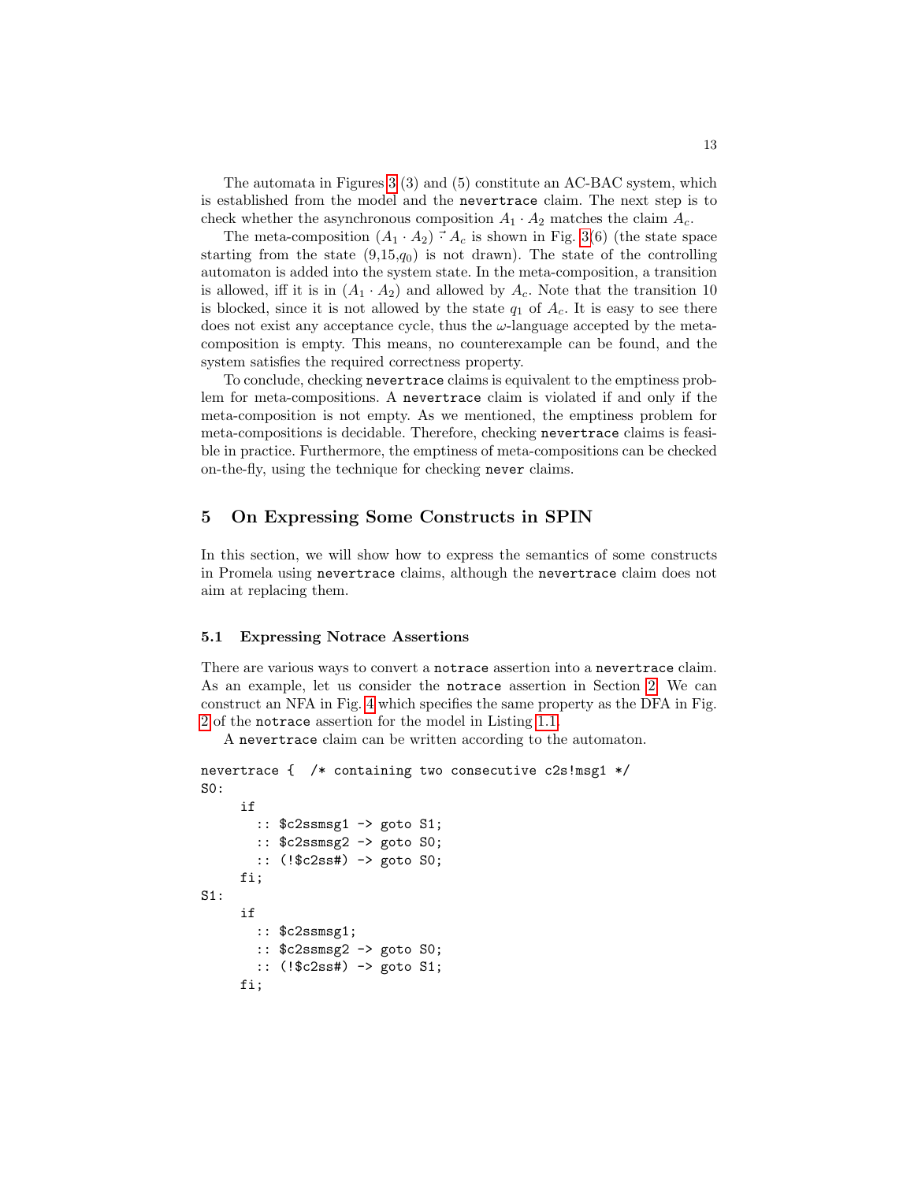The automata in Figures 3 (3) and (5) constitute an AC-BAC system, which is established from the model and the `nevertrace` claim. The next step is to check whether the asynchronous composition $A_1 \cdot A_2$ matches the claim $A_c$.

The meta-composition $(A_1 \cdot A_2) \vec{\cdot} A_c$ is shown in Fig. 3(6) (the state space starting from the state (9,15,$q_0$) is not drawn). The state of the controlling automaton is added into the system state. In the meta-composition, a transition is allowed, iff it is in $(A_1 \cdot A_2)$ and allowed by $A_c$. Note that the transition 10 is blocked, since it is not allowed by the state $q_1$ of $A_c$. It is easy to see there does not exist any acceptance cycle, thus the $\omega$-language accepted by the meta-composition is empty. This means, no counterexample can be found, and the system satisfies the required correctness property.

To conclude, checking `nevertrace` claims is equivalent to the emptiness problem for meta-compositions. A `nevertrace` claim is violated if and only if the meta-composition is not empty. As we mentioned, the emptiness problem for meta-compositions is decidable. Therefore, checking `nevertrace` claims is feasible in practice. Furthermore, the emptiness of meta-compositions can be checked on-the-fly, using the technique for checking `never` claims.

## 5 On Expressing Some Constructs in SPIN

In this section, we will show how to express the semantics of some constructs in Promela using `nevertrace` claims, although the `nevertrace` claim does not aim at replacing them.

### 5.1 Expressing Notrace Assertions

There are various ways to convert a `notrace` assertion into a `nevertrace` claim. As an example, let us consider the `notrace` assertion in Section 2. We can construct an NFA in Fig. 4 which specifies the same property as the DFA in Fig. 2 of the `notrace` assertion for the model in Listing 1.1.

A `nevertrace` claim can be written according to the automaton.

```
nevertrace {  /* containing two consecutive c2s!msg1 */
S0:
     if
       :: $c2ssmsg1 -> goto S1;
       :: $c2ssmsg2 -> goto S0;
       :: (!$c2ss#) -> goto S0;
     fi;
S1:
     if
       :: $c2ssmsg1;
       :: $c2ssmsg2 -> goto S0;
       :: (!$c2ss#) -> goto S1;
     fi;
```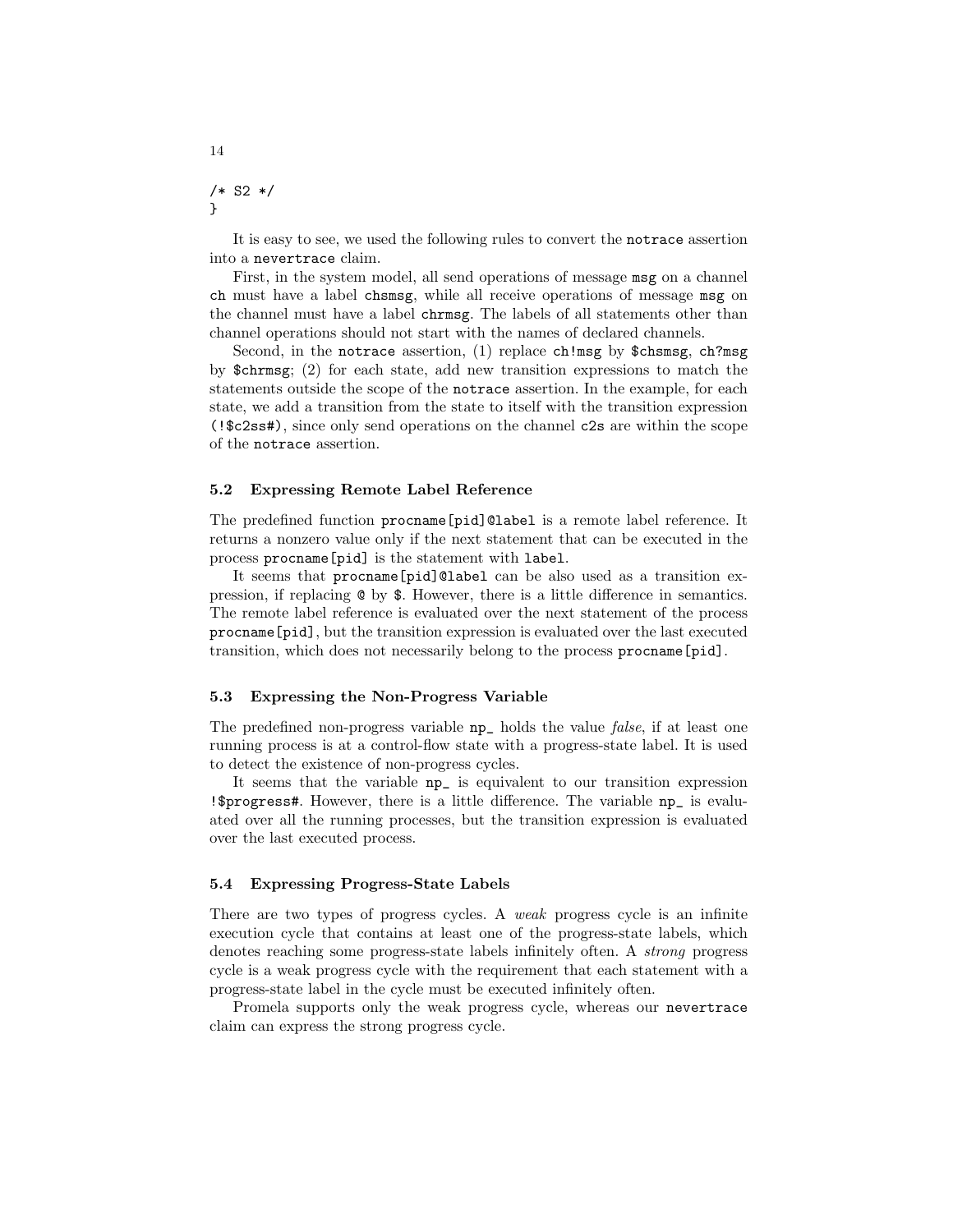```
/* S2 */
}
```

It is easy to see, we used the following rules to convert the `notrace` assertion into a `nevertrace` claim.

First, in the system model, all send operations of message `msg` on a channel `ch` must have a label `chsmsg`, while all receive operations of message `msg` on the channel must have a label `chrmsg`. The labels of all statements other than channel operations should not start with the names of declared channels.

Second, in the `notrace` assertion, (1) replace `ch!msg` by `$chsmsg`, `ch?msg` by `$chrmsg`; (2) for each state, add new transition expressions to match the statements outside the scope of the `notrace` assertion. In the example, for each state, we add a transition from the state to itself with the transition expression `(!$c2ss#)`, since only send operations on the channel `c2s` are within the scope of the `notrace` assertion.

### 5.2 Expressing Remote Label Reference

The predefined function `procname[pid]@label` is a remote label reference. It returns a nonzero value only if the next statement that can be executed in the process `procname[pid]` is the statement with `label`.

It seems that `procname[pid]@label` can be also used as a transition expression, if replacing `@` by `$`. However, there is a little difference in semantics. The remote label reference is evaluated over the next statement of the process `procname[pid]`, but the transition expression is evaluated over the last executed transition, which does not necessarily belong to the process `procname[pid]`.

### 5.3 Expressing the Non-Progress Variable

The predefined non-progress variable `np_` holds the value *false*, if at least one running process is at a control-flow state with a progress-state label. It is used to detect the existence of non-progress cycles.

It seems that the variable `np_` is equivalent to our transition expression `!$progress#`. However, there is a little difference. The variable `np_` is evaluated over all the running processes, but the transition expression is evaluated over the last executed process.

### 5.4 Expressing Progress-State Labels

There are two types of progress cycles. A *weak* progress cycle is an infinite execution cycle that contains at least one of the progress-state labels, which denotes reaching some progress-state labels infinitely often. A *strong* progress cycle is a weak progress cycle with the requirement that each statement with a progress-state label in the cycle must be executed infinitely often.

Promela supports only the weak progress cycle, whereas our `nevertrace` claim can express the strong progress cycle.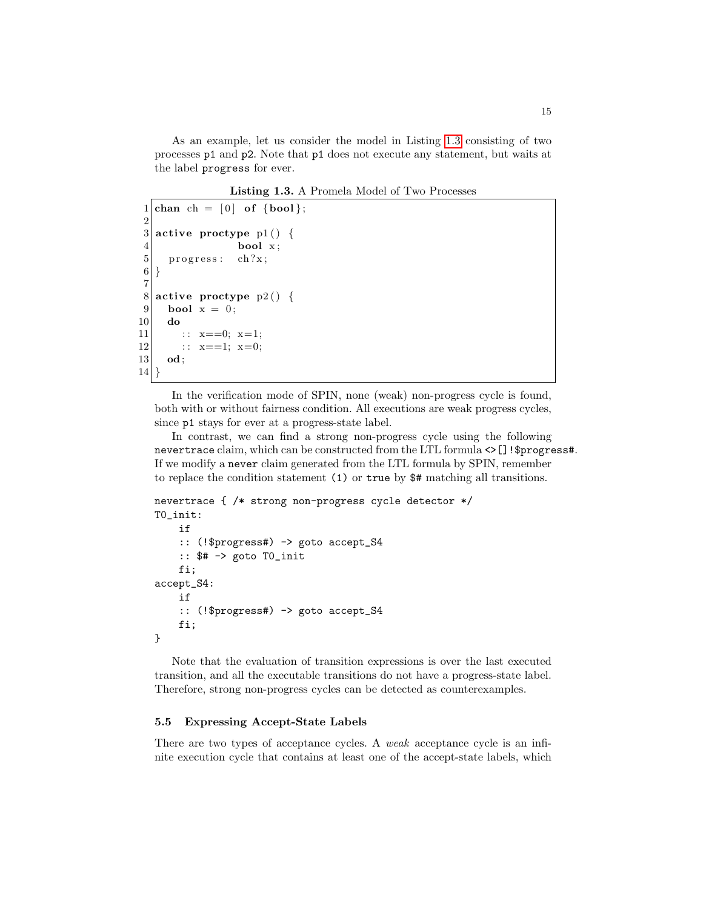As an example, let us consider the model in Listing 1.3 consisting of two processes `p1` and `p2`. Note that `p1` does not execute any statement, but waits at the label `progress` for ever.

**Listing 1.3.** A Promela Model of Two Processes

```
chan ch = [0] of {bool};

active proctype p1() {
              bool x;
  progress:   ch?x;
}

active proctype p2() {
  bool x = 0;
  do
    :: x==0; x=1;
    :: x==1; x=0;
  od;
}
```

In the verification mode of SPIN, none (weak) non-progress cycle is found, both with or without fairness condition. All executions are weak progress cycles, since `p1` stays for ever at a progress-state label.

In contrast, we can find a strong non-progress cycle using the following `nevertrace` claim, which can be constructed from the LTL formula `<>[]!$progress#`. If we modify a `never` claim generated from the LTL formula by SPIN, remember to replace the condition statement `(1)` or `true` by `$#` matching all transitions.

```
nevertrace { /* strong non-progress cycle detector */
T0_init:
    if
    :: (!$progress#) -> goto accept_S4
    :: $# -> goto T0_init
    fi;
accept_S4:
    if
    :: (!$progress#) -> goto accept_S4
    fi;
}
```

Note that the evaluation of transition expressions is over the last executed transition, and all the executable transitions do not have a progress-state label. Therefore, strong non-progress cycles can be detected as counterexamples.

### 5.5 Expressing Accept-State Labels

There are two types of acceptance cycles. A *weak* acceptance cycle is an infinite execution cycle that contains at least one of the accept-state labels, which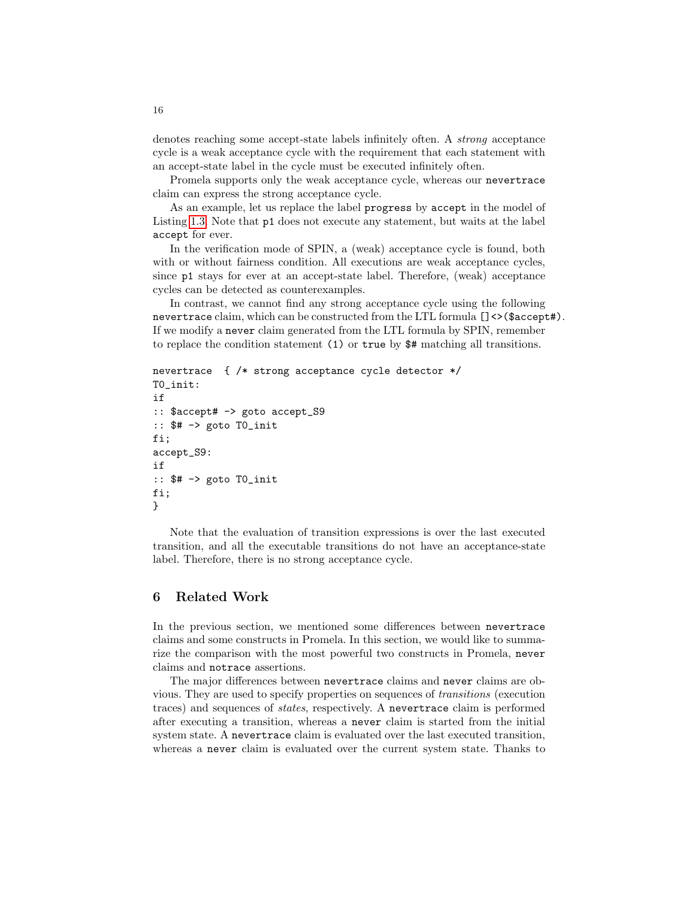denotes reaching some accept-state labels infinitely often. A *strong* acceptance cycle is a weak acceptance cycle with the requirement that each statement with an accept-state label in the cycle must be executed infinitely often.

Promela supports only the weak acceptance cycle, whereas our `nevertrace` claim can express the strong acceptance cycle.

As an example, let us replace the label `progress` by `accept` in the model of Listing 1.3. Note that `p1` does not execute any statement, but waits at the label `accept` for ever.

In the verification mode of SPIN, a (weak) acceptance cycle is found, both with or without fairness condition. All executions are weak acceptance cycles, since `p1` stays for ever at an accept-state label. Therefore, (weak) acceptance cycles can be detected as counterexamples.

In contrast, we cannot find any strong acceptance cycle using the following `nevertrace` claim, which can be constructed from the LTL formula `[]<>($accept#)`. If we modify a `never` claim generated from the LTL formula by SPIN, remember to replace the condition statement `(1)` or `true` by `$#` matching all transitions.

```
nevertrace  { /* strong acceptance cycle detector */
T0_init:
if
:: $accept# -> goto accept_S9
:: $# -> goto T0_init
fi;
accept_S9:
if
:: $# -> goto T0_init
fi;
}
```

Note that the evaluation of transition expressions is over the last executed transition, and all the executable transitions do not have an acceptance-state label. Therefore, there is no strong acceptance cycle.

## 6 Related Work

In the previous section, we mentioned some differences between `nevertrace` claims and some constructs in Promela. In this section, we would like to summarize the comparison with the most powerful two constructs in Promela, `never` claims and `notrace` assertions.

The major differences between `nevertrace` claims and `never` claims are obvious. They are used to specify properties on sequences of *transitions* (execution traces) and sequences of *states*, respectively. A `nevertrace` claim is performed after executing a transition, whereas a `never` claim is started from the initial system state. A `nevertrace` claim is evaluated over the last executed transition, whereas a `never` claim is evaluated over the current system state. Thanks to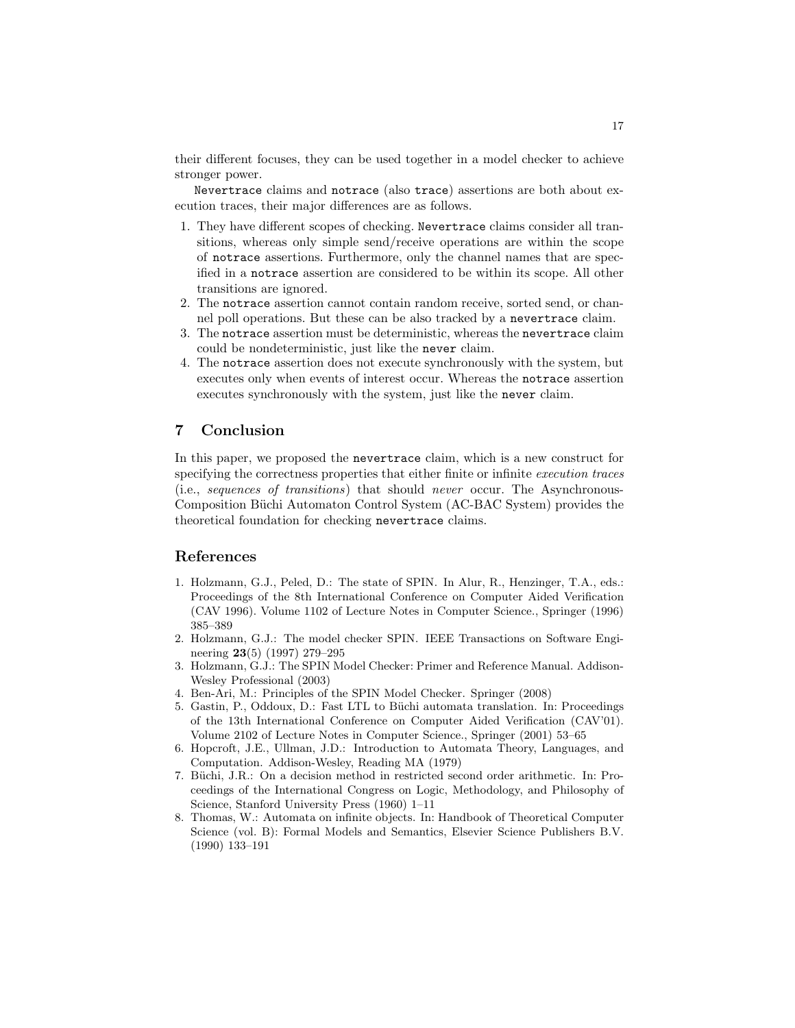their different focuses, they can be used together in a model checker to achieve stronger power.

`Nevertrace` claims and `notrace` (also `trace`) assertions are both about execution traces, their major differences are as follows.

1. They have different scopes of checking. `Nevertrace` claims consider all transitions, whereas only simple send/receive operations are within the scope of `notrace` assertions. Furthermore, only the channel names that are specified in a `notrace` assertion are considered to be within its scope. All other transitions are ignored.
2. The `notrace` assertion cannot contain random receive, sorted send, or channel poll operations. But these can be also tracked by a `nevertrace` claim.
3. The `notrace` assertion must be deterministic, whereas the `nevertrace` claim could be nondeterministic, just like the `never` claim.
4. The `notrace` assertion does not execute synchronously with the system, but executes only when events of interest occur. Whereas the `notrace` assertion executes synchronously with the system, just like the `never` claim.

## 7 Conclusion

In this paper, we proposed the `nevertrace` claim, which is a new construct for specifying the correctness properties that either finite or infinite *execution traces* (i.e., *sequences of transitions*) that should *never* occur. The Asynchronous-Composition Büchi Automaton Control System (AC-BAC System) provides the theoretical foundation for checking `nevertrace` claims.

## References

1. Holzmann, G.J., Peled, D.: The state of SPIN. In Alur, R., Henzinger, T.A., eds.: Proceedings of the 8th International Conference on Computer Aided Verification (CAV 1996). Volume 1102 of Lecture Notes in Computer Science., Springer (1996) 385–389
2. Holzmann, G.J.: The model checker SPIN. IEEE Transactions on Software Engineering **23**(5) (1997) 279–295
3. Holzmann, G.J.: The SPIN Model Checker: Primer and Reference Manual. Addison-Wesley Professional (2003)
4. Ben-Ari, M.: Principles of the SPIN Model Checker. Springer (2008)
5. Gastin, P., Oddoux, D.: Fast LTL to Büchi automata translation. In: Proceedings of the 13th International Conference on Computer Aided Verification (CAV'01). Volume 2102 of Lecture Notes in Computer Science., Springer (2001) 53–65
6. Hopcroft, J.E., Ullman, J.D.: Introduction to Automata Theory, Languages, and Computation. Addison-Wesley, Reading MA (1979)
7. Büchi, J.R.: On a decision method in restricted second order arithmetic. In: Proceedings of the International Congress on Logic, Methodology, and Philosophy of Science, Stanford University Press (1960) 1–11
8. Thomas, W.: Automata on infinite objects. In: Handbook of Theoretical Computer Science (vol. B): Formal Models and Semantics, Elsevier Science Publishers B.V. (1990) 133–191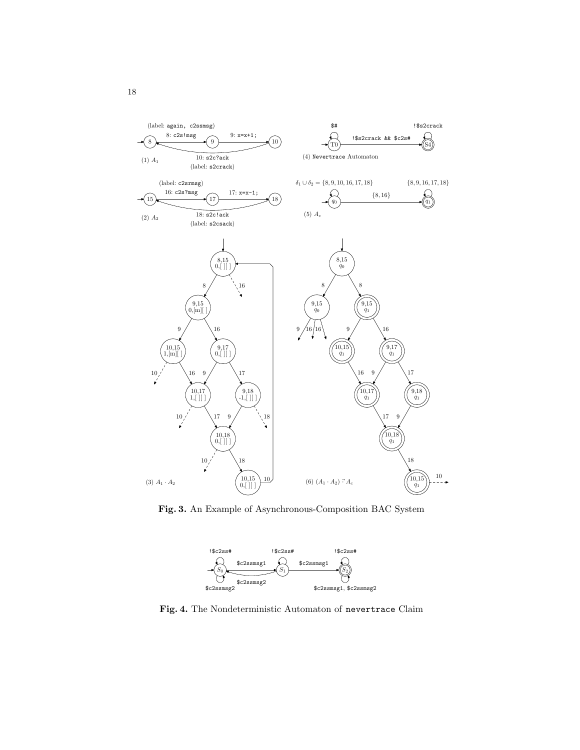**Fig. 3.** An Example of Asynchronous-Composition BAC System

**Fig. 4.** The Nondeterministic Automaton of `nevertrace` Claim